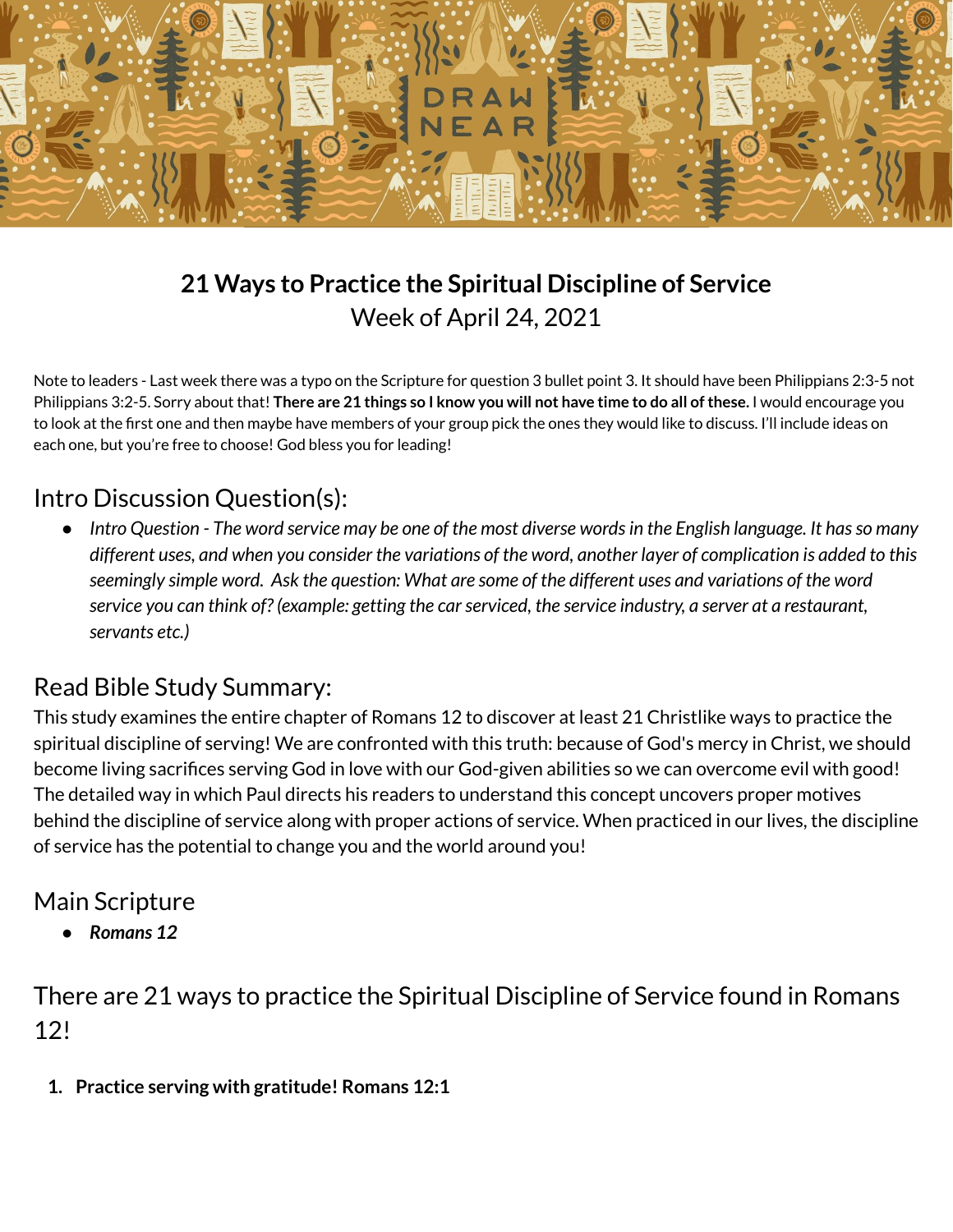# 21 Ways to Practice the Spiritual Discipline of Service

Week of April 24, 2021

Note to leaders - Last week there was a typo on the Scripture for question 3 bullet point 3. It should have been Philippians 2:3-5 not Philippians 3:2-5. Sorry about that! **There are 21 things so I know you will not have time to do all of these.** I would encourage you to look at the first one and then maybe have members of your group pick the ones they would like to discuss. I'll include ideas on each one, but you're free to choose! God bless you for leading!

## Intro Discussion Question(s):

- *Intro Question - The word service may be one of the most diverse words in the English language. It has so many different uses, and when you consider the variations of the word, another layer of complication is added to this seemingly simple word. Ask the question: What are some of the different uses and variations of the word service you can think of? (example: getting the car serviced, the service industry, a server at a restaurant, servants etc.)*

## Read Bible Study Summary:

This study examines the entire chapter of Romans 12 to discover at least 21 Christlike ways to practice the spiritual discipline of serving! We are confronted with this truth: because of God's mercy in Christ, we should become living sacrifices serving God in love with our God-given abilities so we can overcome evil with good! The detailed way in which Paul directs his readers to understand this concept uncovers proper motives behind the discipline of service along with proper actions of service. When practiced in our lives, the discipline of service has the potential to change you and the world around you!

## Main Scripture

- ***Romans 12***

## There are 21 ways to practice the Spiritual Discipline of Service found in Romans 12!

1. **Practice serving with gratitude! Romans 12:1**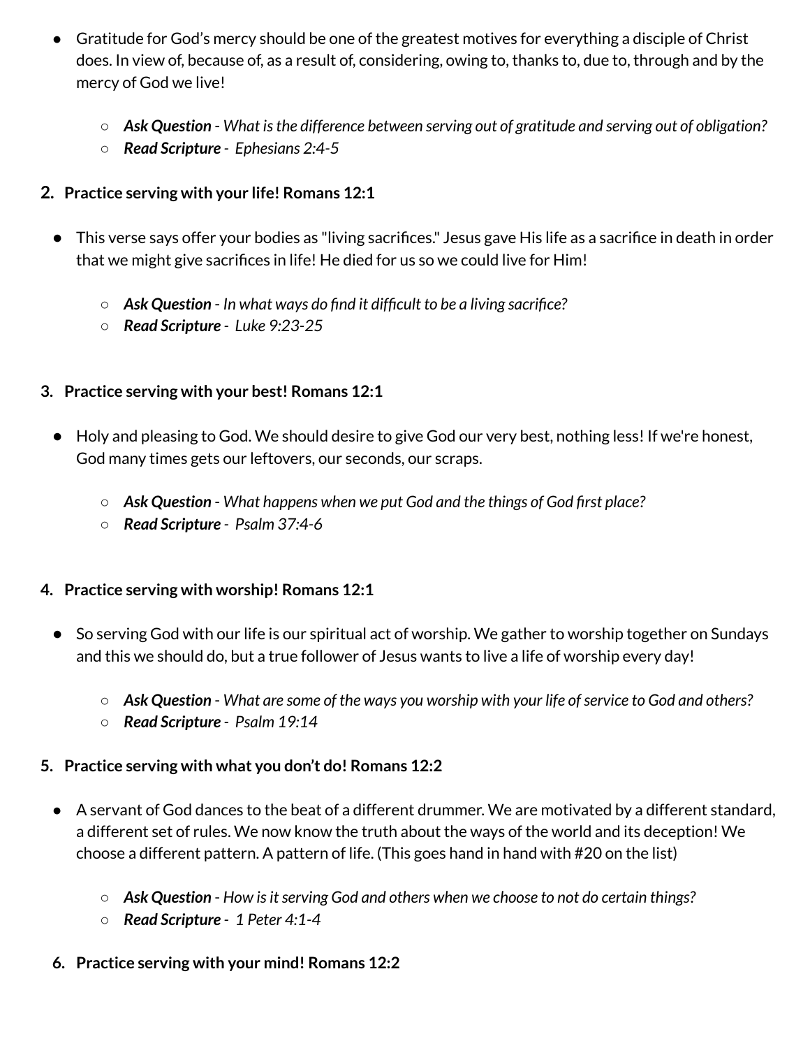- Gratitude for God's mercy should be one of the greatest motives for everything a disciple of Christ does. In view of, because of, as a result of, considering, owing to, thanks to, due to, through and by the mercy of God we live!
    - ***Ask Question*** *- What is the difference between serving out of gratitude and serving out of obligation?*
    - ***Read Scripture*** *- Ephesians 2:4-5*

**2. Practice serving with your life! Romans 12:1**

- This verse says offer your bodies as "living sacrifices." Jesus gave His life as a sacrifice in death in order that we might give sacrifices in life! He died for us so we could live for Him!
    - ***Ask Question*** *- In what ways do find it difficult to be a living sacrifice?*
    - ***Read Scripture*** *- Luke 9:23-25*

**3. Practice serving with your best! Romans 12:1**

- Holy and pleasing to God. We should desire to give God our very best, nothing less! If we're honest, God many times gets our leftovers, our seconds, our scraps.
    - ***Ask Question*** *- What happens when we put God and the things of God first place?*
    - ***Read Scripture*** *- Psalm 37:4-6*

**4. Practice serving with worship! Romans 12:1**

- So serving God with our life is our spiritual act of worship. We gather to worship together on Sundays and this we should do, but a true follower of Jesus wants to live a life of worship every day!
    - ***Ask Question*** *- What are some of the ways you worship with your life of service to God and others?*
    - ***Read Scripture*** *- Psalm 19:14*

**5. Practice serving with what you don't do! Romans 12:2**

- A servant of God dances to the beat of a different drummer. We are motivated by a different standard, a different set of rules. We now know the truth about the ways of the world and its deception! We choose a different pattern. A pattern of life. (This goes hand in hand with #20 on the list)
    - ***Ask Question*** *- How is it serving God and others when we choose to not do certain things?*
    - ***Read Scripture*** *- 1 Peter 4:1-4*

**6. Practice serving with your mind! Romans 12:2**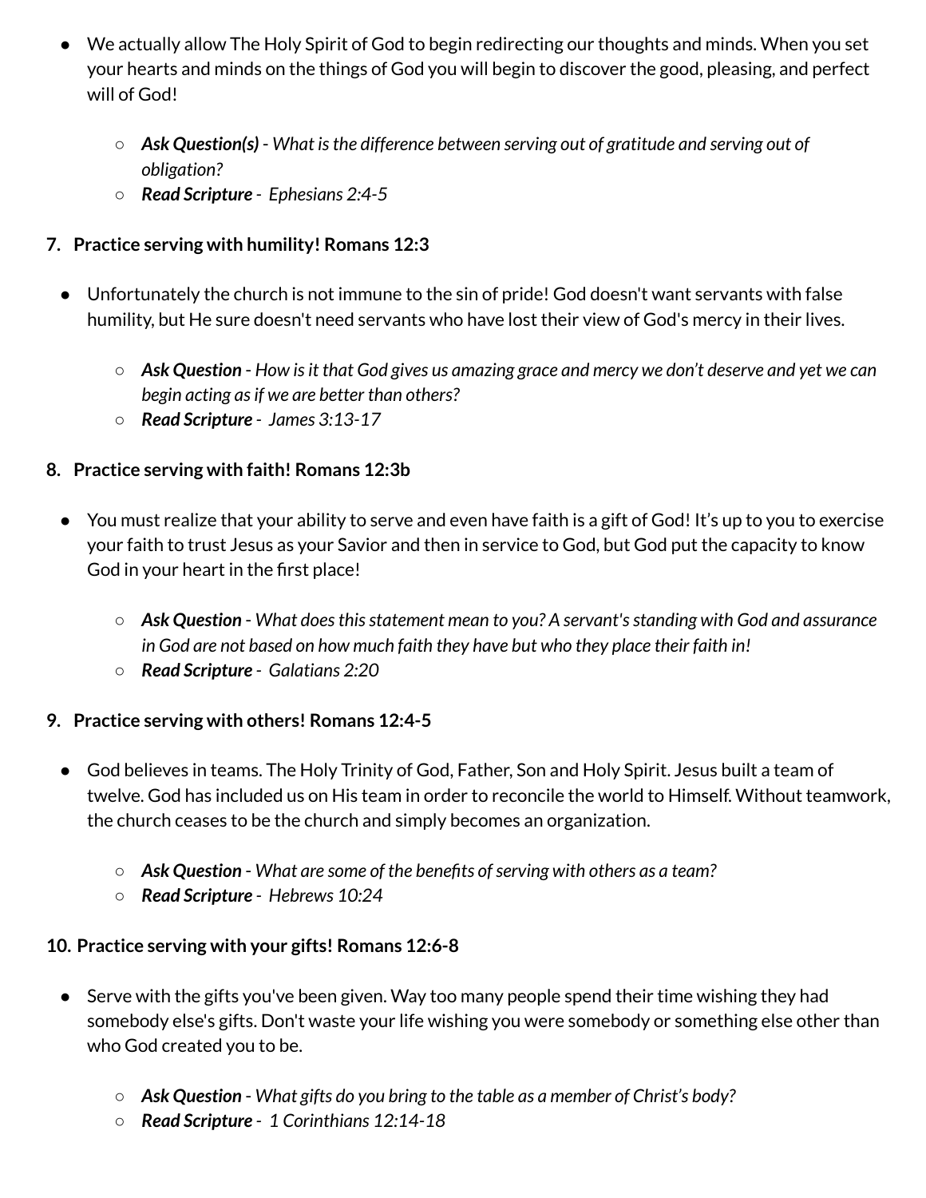- We actually allow The Holy Spirit of God to begin redirecting our thoughts and minds. When you set your hearts and minds on the things of God you will begin to discover the good, pleasing, and perfect will of God!

    - ***Ask Question(s)*** *- What is the difference between serving out of gratitude and serving out of obligation?*
    - ***Read Scripture*** *- Ephesians 2:4-5*

7. **Practice serving with humility! Romans 12:3**

- Unfortunately the church is not immune to the sin of pride! God doesn't want servants with false humility, but He sure doesn't need servants who have lost their view of God's mercy in their lives.

    - ***Ask Question*** *- How is it that God gives us amazing grace and mercy we don't deserve and yet we can begin acting as if we are better than others?*
    - ***Read Scripture*** *- James 3:13-17*

8. **Practice serving with faith! Romans 12:3b**

- You must realize that your ability to serve and even have faith is a gift of God! It's up to you to exercise your faith to trust Jesus as your Savior and then in service to God, but God put the capacity to know God in your heart in the first place!

    - ***Ask Question*** *- What does this statement mean to you? A servant's standing with God and assurance in God are not based on how much faith they have but who they place their faith in!*
    - ***Read Scripture*** *- Galatians 2:20*

9. **Practice serving with others! Romans 12:4-5**

- God believes in teams. The Holy Trinity of God, Father, Son and Holy Spirit. Jesus built a team of twelve. God has included us on His team in order to reconcile the world to Himself. Without teamwork, the church ceases to be the church and simply becomes an organization.

    - ***Ask Question*** *- What are some of the benefits of serving with others as a team?*
    - ***Read Scripture*** *- Hebrews 10:24*

10. **Practice serving with your gifts! Romans 12:6-8**

- Serve with the gifts you've been given. Way too many people spend their time wishing they had somebody else's gifts. Don't waste your life wishing you were somebody or something else other than who God created you to be.

    - ***Ask Question*** *- What gifts do you bring to the table as a member of Christ's body?*
    - ***Read Scripture*** *- 1 Corinthians 12:14-18*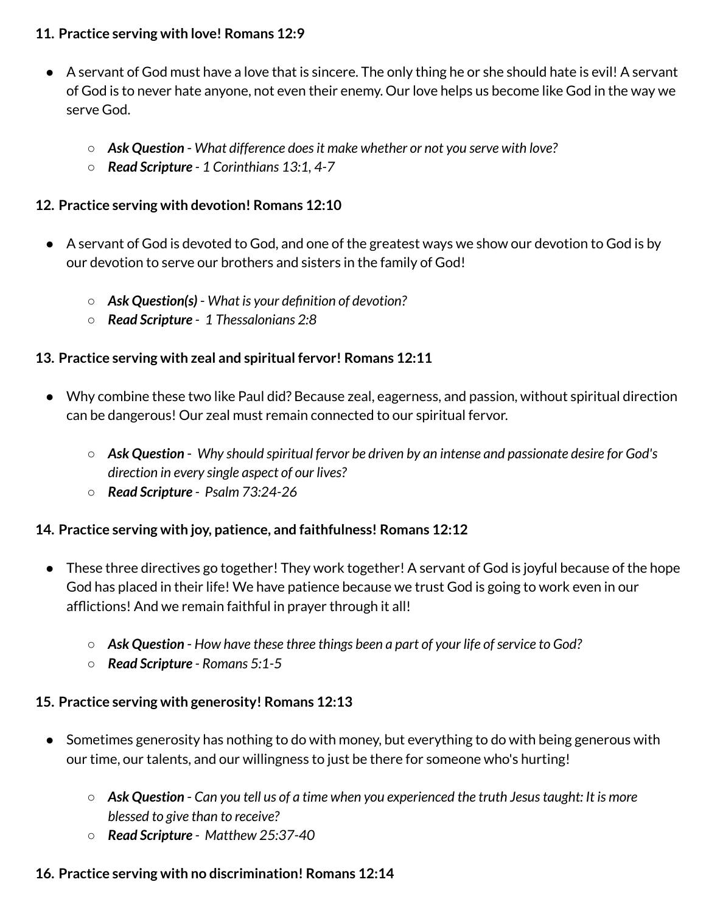11. **Practice serving with love! Romans 12:9**

- A servant of God must have a love that is sincere. The only thing he or she should hate is evil! A servant of God is to never hate anyone, not even their enemy. Our love helps us become like God in the way we serve God.
    - ***Ask Question*** - *What difference does it make whether or not you serve with love?*
    - ***Read Scripture*** - *1 Corinthians 13:1, 4-7*

12. **Practice serving with devotion! Romans 12:10**

- A servant of God is devoted to God, and one of the greatest ways we show our devotion to God is by our devotion to serve our brothers and sisters in the family of God!
    - ***Ask Question(s)*** - *What is your definition of devotion?*
    - ***Read Scripture*** - *1 Thessalonians 2:8*

13. **Practice serving with zeal and spiritual fervor! Romans 12:11**

- Why combine these two like Paul did? Because zeal, eagerness, and passion, without spiritual direction can be dangerous! Our zeal must remain connected to our spiritual fervor.
    - ***Ask Question*** - *Why should spiritual fervor be driven by an intense and passionate desire for God's direction in every single aspect of our lives?*
    - ***Read Scripture*** - *Psalm 73:24-26*

14. **Practice serving with joy, patience, and faithfulness! Romans 12:12**

- These three directives go together! They work together! A servant of God is joyful because of the hope God has placed in their life! We have patience because we trust God is going to work even in our afflictions! And we remain faithful in prayer through it all!
    - ***Ask Question*** - *How have these three things been a part of your life of service to God?*
    - ***Read Scripture*** - *Romans 5:1-5*

15. **Practice serving with generosity! Romans 12:13**

- Sometimes generosity has nothing to do with money, but everything to do with being generous with our time, our talents, and our willingness to just be there for someone who's hurting!
    - ***Ask Question*** - *Can you tell us of a time when you experienced the truth Jesus taught: It is more blessed to give than to receive?*
    - ***Read Scripture*** - *Matthew 25:37-40*

16. **Practice serving with no discrimination! Romans 12:14**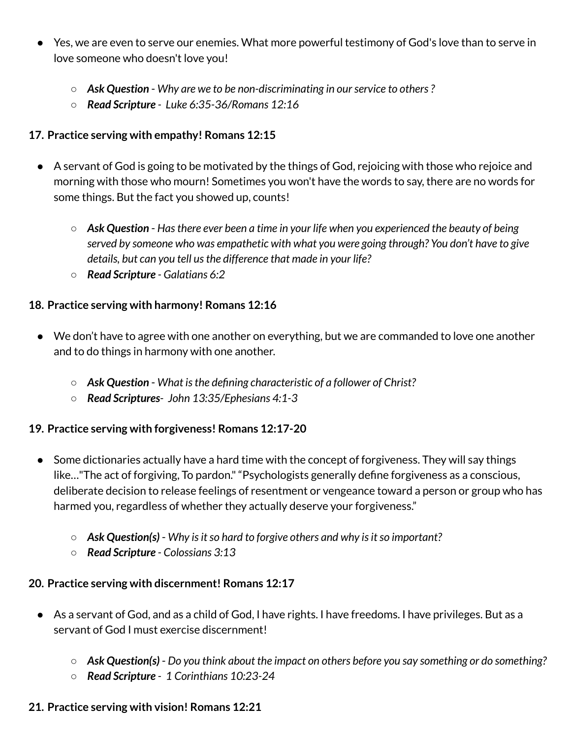- Yes, we are even to serve our enemies. What more powerful testimony of God's love than to serve in love someone who doesn't love you!
    - ***Ask Question*** *- Why are we to be non-discriminating in our service to others ?*
    - ***Read Scripture*** *- Luke 6:35-36/Romans 12:16*

**17. Practice serving with empathy! Romans 12:15**

- A servant of God is going to be motivated by the things of God, rejoicing with those who rejoice and morning with those who mourn! Sometimes you won't have the words to say, there are no words for some things. But the fact you showed up, counts!
    - ***Ask Question*** *- Has there ever been a time in your life when you experienced the beauty of being served by someone who was empathetic with what you were going through? You don't have to give details, but can you tell us the difference that made in your life?*
    - ***Read Scripture*** *- Galatians 6:2*

**18. Practice serving with harmony! Romans 12:16**

- We don't have to agree with one another on everything, but we are commanded to love one another and to do things in harmony with one another.
    - ***Ask Question*** *- What is the defining characteristic of a follower of Christ?*
    - ***Read Scriptures****- John 13:35/Ephesians 4:1-3*

**19. Practice serving with forgiveness! Romans 12:17-20**

- Some dictionaries actually have a hard time with the concept of forgiveness. They will say things like…"The act of forgiving, To pardon." "Psychologists generally define forgiveness as a conscious, deliberate decision to release feelings of resentment or vengeance toward a person or group who has harmed you, regardless of whether they actually deserve your forgiveness."
    - ***Ask Question(s)*** *- Why is it so hard to forgive others and why is it so important?*
    - ***Read Scripture*** *- Colossians 3:13*

**20. Practice serving with discernment! Romans 12:17**

- As a servant of God, and as a child of God, I have rights. I have freedoms. I have privileges. But as a servant of God I must exercise discernment!
    - ***Ask Question(s)*** *- Do you think about the impact on others before you say something or do something?*
    - ***Read Scripture*** *- 1 Corinthians 10:23-24*

**21. Practice serving with vision! Romans 12:21**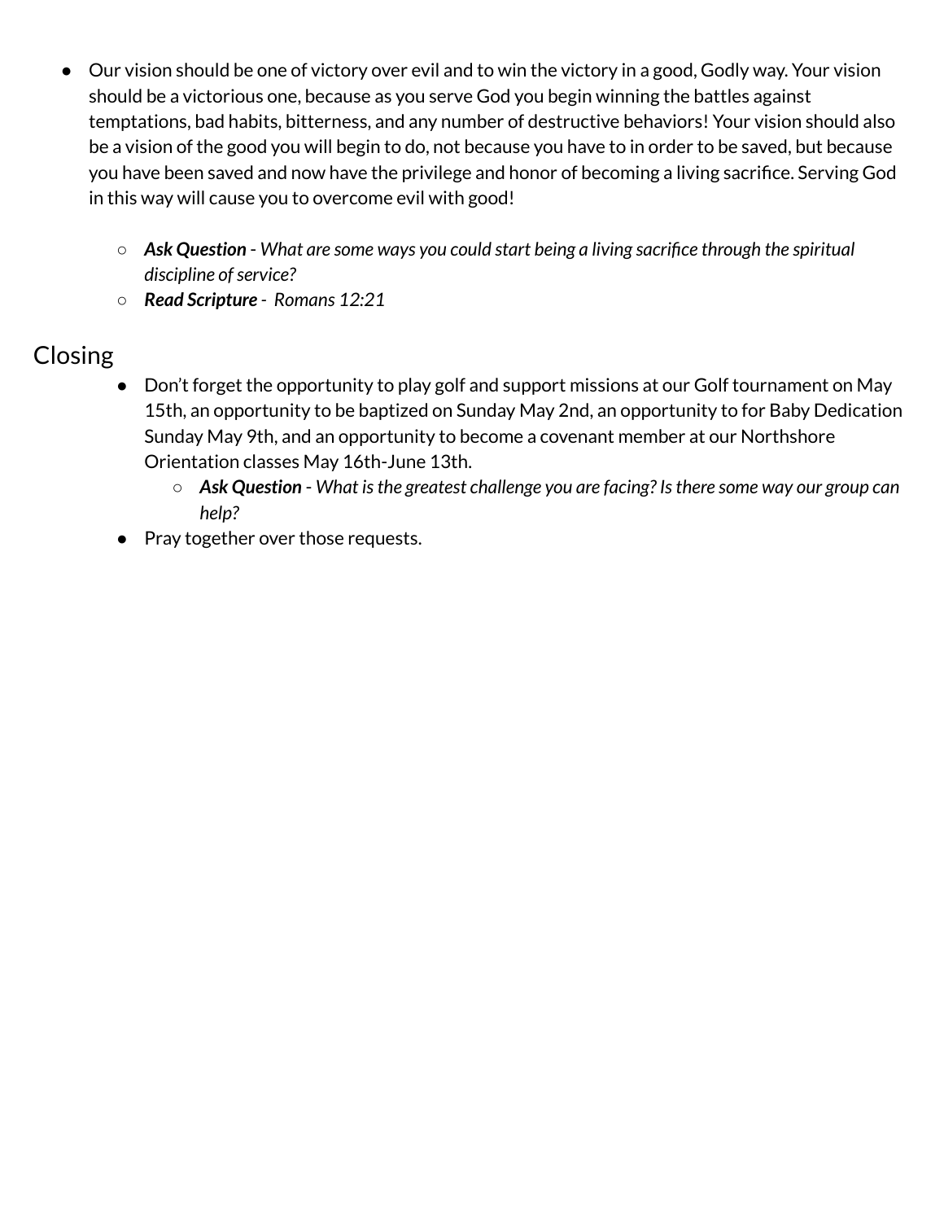- Our vision should be one of victory over evil and to win the victory in a good, Godly way. Your vision should be a victorious one, because as you serve God you begin winning the battles against temptations, bad habits, bitterness, and any number of destructive behaviors! Your vision should also be a vision of the good you will begin to do, not because you have to in order to be saved, but because you have been saved and now have the privilege and honor of becoming a living sacrifice. Serving God in this way will cause you to overcome evil with good!

    - ***Ask Question*** *- What are some ways you could start being a living sacrifice through the spiritual discipline of service?*
    - ***Read Scripture*** *- Romans 12:21*

## Closing

- Don't forget the opportunity to play golf and support missions at our Golf tournament on May 15th, an opportunity to be baptized on Sunday May 2nd, an opportunity to for Baby Dedication Sunday May 9th, and an opportunity to become a covenant member at our Northshore Orientation classes May 16th-June 13th.
    - ***Ask Question*** *- What is the greatest challenge you are facing? Is there some way our group can help?*
- Pray together over those requests.